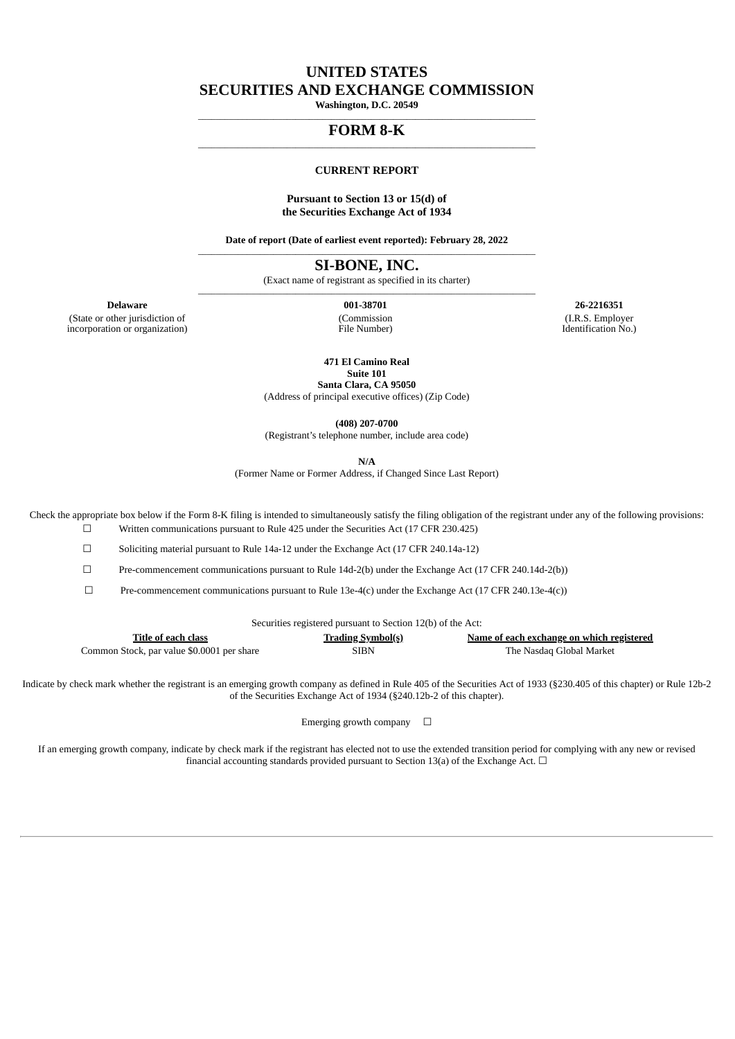# UNITED STATES
# SECURITIES AND EXCHANGE COMMISSION

**Washington, D.C. 20549**

## FORM 8-K

**CURRENT REPORT**

**Pursuant to Section 13 or 15(d) of**
**the Securities Exchange Act of 1934**

**Date of report (Date of earliest event reported): February 28, 2022**

## SI-BONE, INC.

(Exact name of registrant as specified in its charter)

| **Delaware** | **001-38701** | **26-2216351** |
|---|---|---|
| (State or other jurisdiction of incorporation or organization) | (Commission File Number) | (I.R.S. Employer Identification No.) |

**471 El Camino Real**
**Suite 101**
**Santa Clara, CA 95050**
(Address of principal executive offices) (Zip Code)

**(408) 207-0700**
(Registrant's telephone number, include area code)

**N/A**
(Former Name or Former Address, if Changed Since Last Report)

Check the appropriate box below if the Form 8-K filing is intended to simultaneously satisfy the filing obligation of the registrant under any of the following provisions:

☐ Written communications pursuant to Rule 425 under the Securities Act (17 CFR 230.425)

☐ Soliciting material pursuant to Rule 14a-12 under the Exchange Act (17 CFR 240.14a-12)

☐ Pre-commencement communications pursuant to Rule 14d-2(b) under the Exchange Act (17 CFR 240.14d-2(b))

☐ Pre-commencement communications pursuant to Rule 13e-4(c) under the Exchange Act (17 CFR 240.13e-4(c))

Securities registered pursuant to Section 12(b) of the Act:

| Title of each class | Trading Symbol(s) | Name of each exchange on which registered |
|---|---|---|
| Common Stock, par value $0.0001 per share | SIBN | The Nasdaq Global Market |

Indicate by check mark whether the registrant is an emerging growth company as defined in Rule 405 of the Securities Act of 1933 (§230.405 of this chapter) or Rule 12b-2 of the Securities Exchange Act of 1934 (§240.12b-2 of this chapter).

Emerging growth company ☐

If an emerging growth company, indicate by check mark if the registrant has elected not to use the extended transition period for complying with any new or revised financial accounting standards provided pursuant to Section 13(a) of the Exchange Act. ☐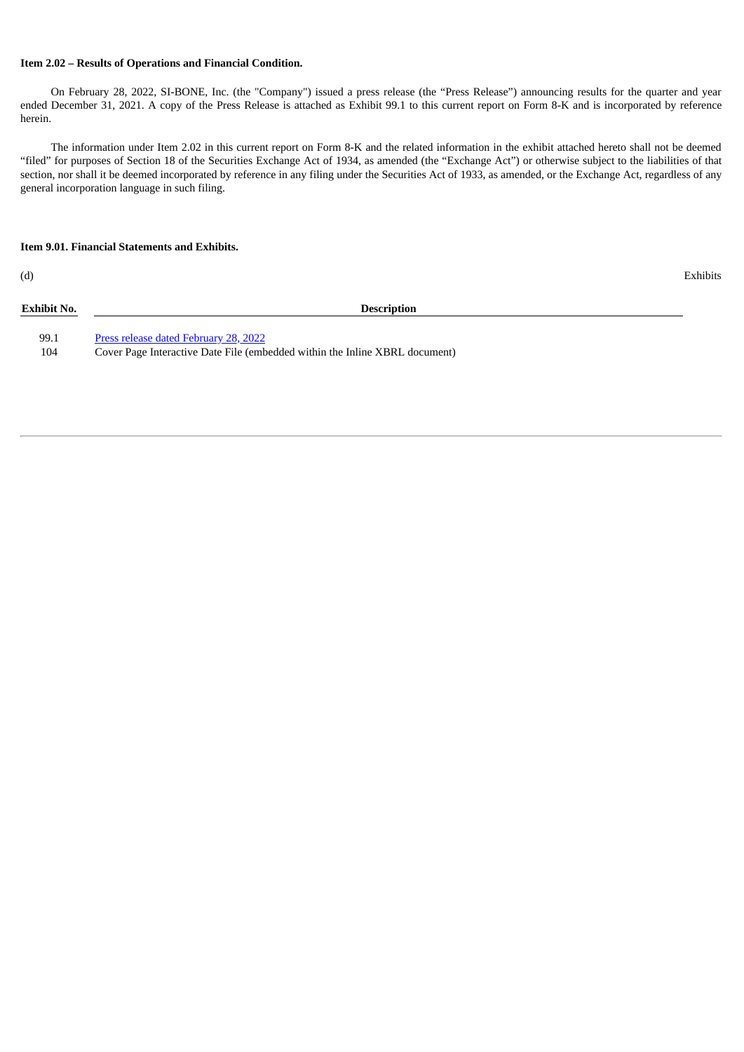**Item 2.02 – Results of Operations and Financial Condition.**

On February 28, 2022, SI-BONE, Inc. (the "Company") issued a press release (the "Press Release") announcing results for the quarter and year ended December 31, 2021. A copy of the Press Release is attached as Exhibit 99.1 to this current report on Form 8-K and is incorporated by reference herein.

The information under Item 2.02 in this current report on Form 8-K and the related information in the exhibit attached hereto shall not be deemed "filed" for purposes of Section 18 of the Securities Exchange Act of 1934, as amended (the "Exchange Act") or otherwise subject to the liabilities of that section, nor shall it be deemed incorporated by reference in any filing under the Securities Act of 1933, as amended, or the Exchange Act, regardless of any general incorporation language in such filing.

**Item 9.01. Financial Statements and Exhibits.**

(d) Exhibits

| Exhibit No. | Description |
|---|---|
| 99.1 | Press release dated February 28, 2022 |
| 104 | Cover Page Interactive Date File (embedded within the Inline XBRL document) |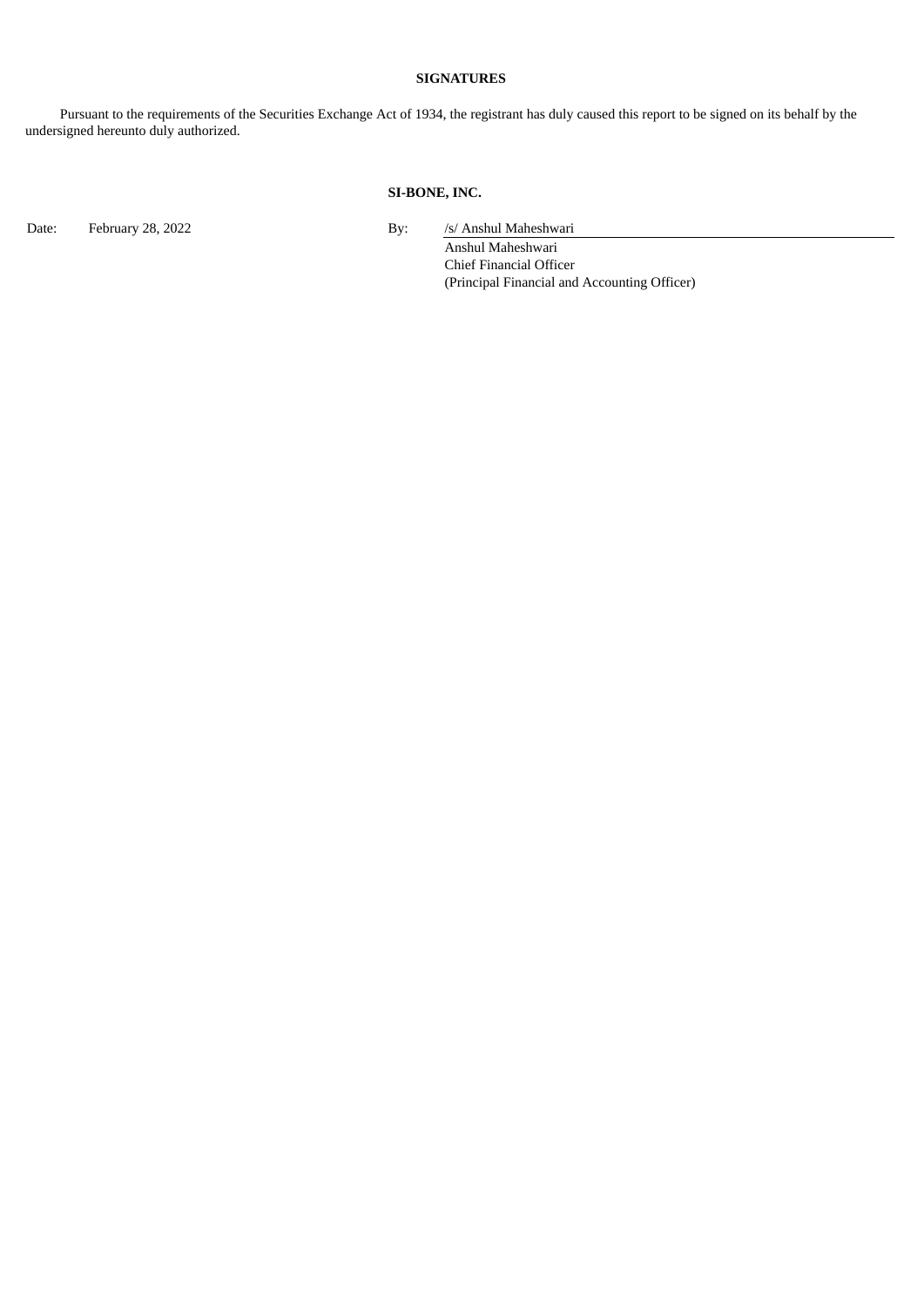**SIGNATURES**

Pursuant to the requirements of the Securities Exchange Act of 1934, the registrant has duly caused this report to be signed on its behalf by the undersigned hereunto duly authorized.

**SI-BONE, INC.**

| | | | |
|---|---|---|---|
| Date: | February 28, 2022 | By: | /s/ Anshul Maheshwari |
| | | | Anshul Maheshwari |
| | | | Chief Financial Officer |
| | | | (Principal Financial and Accounting Officer) |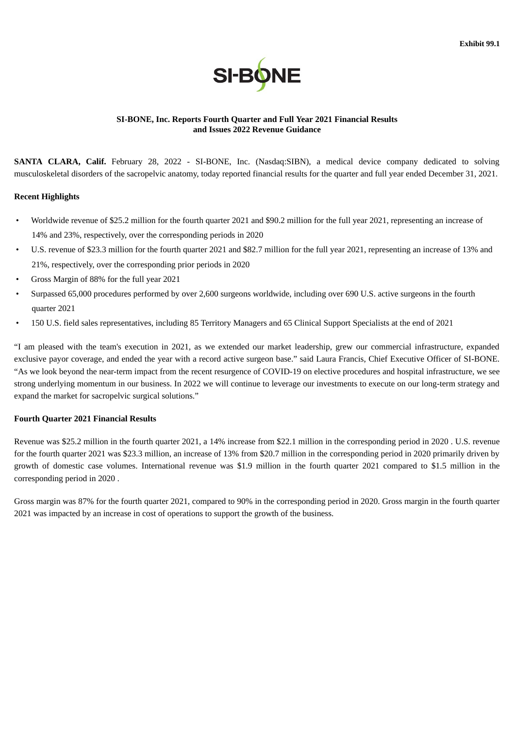Exhibit 99.1

SI-BONE

**SI-BONE, Inc. Reports Fourth Quarter and Full Year 2021 Financial Results and Issues 2022 Revenue Guidance**

**SANTA CLARA, Calif.** February 28, 2022 - SI-BONE, Inc. (Nasdaq:SIBN), a medical device company dedicated to solving musculoskeletal disorders of the sacropelvic anatomy, today reported financial results for the quarter and full year ended December 31, 2021.

**Recent Highlights**

- Worldwide revenue of $25.2 million for the fourth quarter 2021 and $90.2 million for the full year 2021, representing an increase of 14% and 23%, respectively, over the corresponding periods in 2020
- U.S. revenue of $23.3 million for the fourth quarter 2021 and $82.7 million for the full year 2021, representing an increase of 13% and 21%, respectively, over the corresponding prior periods in 2020
- Gross Margin of 88% for the full year 2021
- Surpassed 65,000 procedures performed by over 2,600 surgeons worldwide, including over 690 U.S. active surgeons in the fourth quarter 2021
- 150 U.S. field sales representatives, including 85 Territory Managers and 65 Clinical Support Specialists at the end of 2021

"I am pleased with the team's execution in 2021, as we extended our market leadership, grew our commercial infrastructure, expanded exclusive payor coverage, and ended the year with a record active surgeon base." said Laura Francis, Chief Executive Officer of SI-BONE. "As we look beyond the near-term impact from the recent resurgence of COVID-19 on elective procedures and hospital infrastructure, we see strong underlying momentum in our business. In 2022 we will continue to leverage our investments to execute on our long-term strategy and expand the market for sacropelvic surgical solutions."

**Fourth Quarter 2021 Financial Results**

Revenue was $25.2 million in the fourth quarter 2021, a 14% increase from $22.1 million in the corresponding period in 2020 . U.S. revenue for the fourth quarter 2021 was $23.3 million, an increase of 13% from $20.7 million in the corresponding period in 2020 primarily driven by growth of domestic case volumes. International revenue was $1.9 million in the fourth quarter 2021 compared to $1.5 million in the corresponding period in 2020 .

Gross margin was 87% for the fourth quarter 2021, compared to 90% in the corresponding period in 2020. Gross margin in the fourth quarter 2021 was impacted by an increase in cost of operations to support the growth of the business.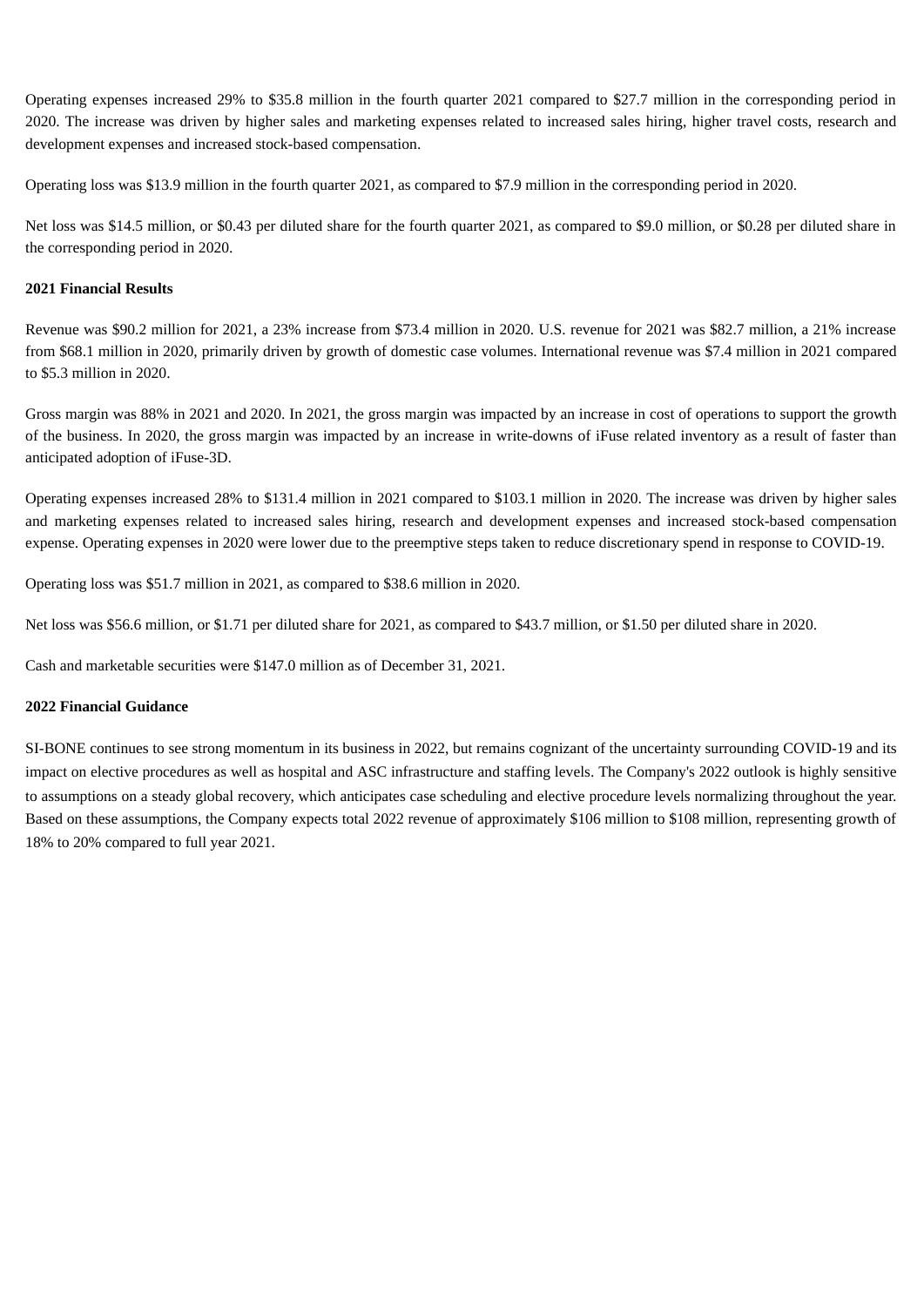Operating expenses increased 29% to $35.8 million in the fourth quarter 2021 compared to $27.7 million in the corresponding period in 2020. The increase was driven by higher sales and marketing expenses related to increased sales hiring, higher travel costs, research and development expenses and increased stock-based compensation.

Operating loss was $13.9 million in the fourth quarter 2021, as compared to $7.9 million in the corresponding period in 2020.

Net loss was $14.5 million, or $0.43 per diluted share for the fourth quarter 2021, as compared to $9.0 million, or $0.28 per diluted share in the corresponding period in 2020.

**2021 Financial Results**

Revenue was $90.2 million for 2021, a 23% increase from $73.4 million in 2020. U.S. revenue for 2021 was $82.7 million, a 21% increase from $68.1 million in 2020, primarily driven by growth of domestic case volumes. International revenue was $7.4 million in 2021 compared to $5.3 million in 2020.

Gross margin was 88% in 2021 and 2020. In 2021, the gross margin was impacted by an increase in cost of operations to support the growth of the business. In 2020, the gross margin was impacted by an increase in write-downs of iFuse related inventory as a result of faster than anticipated adoption of iFuse-3D.

Operating expenses increased 28% to $131.4 million in 2021 compared to $103.1 million in 2020. The increase was driven by higher sales and marketing expenses related to increased sales hiring, research and development expenses and increased stock-based compensation expense. Operating expenses in 2020 were lower due to the preemptive steps taken to reduce discretionary spend in response to COVID-19.

Operating loss was $51.7 million in 2021, as compared to $38.6 million in 2020.

Net loss was $56.6 million, or $1.71 per diluted share for 2021, as compared to $43.7 million, or $1.50 per diluted share in 2020.

Cash and marketable securities were $147.0 million as of December 31, 2021.

**2022 Financial Guidance**

SI-BONE continues to see strong momentum in its business in 2022, but remains cognizant of the uncertainty surrounding COVID-19 and its impact on elective procedures as well as hospital and ASC infrastructure and staffing levels. The Company's 2022 outlook is highly sensitive to assumptions on a steady global recovery, which anticipates case scheduling and elective procedure levels normalizing throughout the year. Based on these assumptions, the Company expects total 2022 revenue of approximately $106 million to $108 million, representing growth of 18% to 20% compared to full year 2021.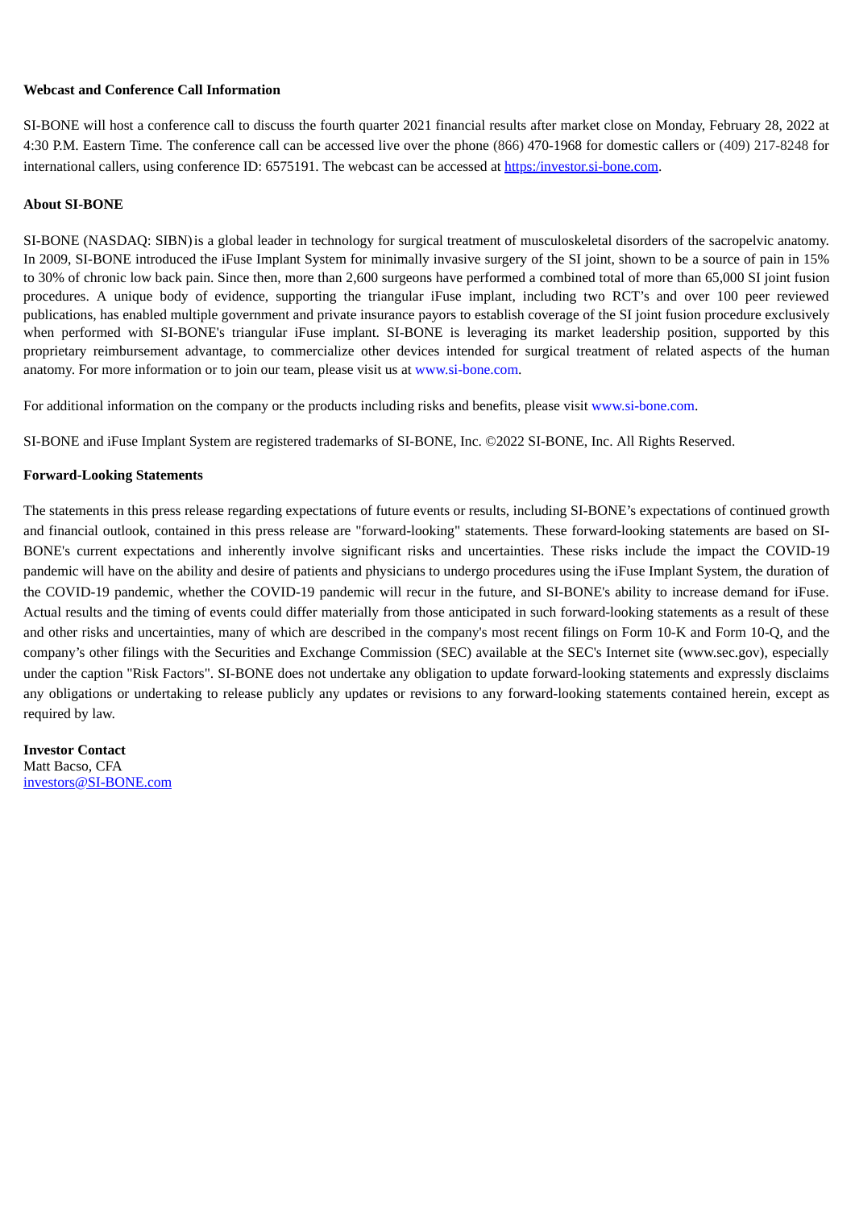**Webcast and Conference Call Information**

SI-BONE will host a conference call to discuss the fourth quarter 2021 financial results after market close on Monday, February 28, 2022 at 4:30 P.M. Eastern Time. The conference call can be accessed live over the phone (866) 470-1968 for domestic callers or (409) 217-8248 for international callers, using conference ID: 6575191. The webcast can be accessed at https:/investor.si-bone.com.

**About SI-BONE**

SI-BONE (NASDAQ: SIBN) is a global leader in technology for surgical treatment of musculoskeletal disorders of the sacropelvic anatomy. In 2009, SI-BONE introduced the iFuse Implant System for minimally invasive surgery of the SI joint, shown to be a source of pain in 15% to 30% of chronic low back pain. Since then, more than 2,600 surgeons have performed a combined total of more than 65,000 SI joint fusion procedures. A unique body of evidence, supporting the triangular iFuse implant, including two RCT's and over 100 peer reviewed publications, has enabled multiple government and private insurance payors to establish coverage of the SI joint fusion procedure exclusively when performed with SI-BONE's triangular iFuse implant. SI-BONE is leveraging its market leadership position, supported by this proprietary reimbursement advantage, to commercialize other devices intended for surgical treatment of related aspects of the human anatomy. For more information or to join our team, please visit us at www.si-bone.com.

For additional information on the company or the products including risks and benefits, please visit www.si-bone.com.

SI-BONE and iFuse Implant System are registered trademarks of SI-BONE, Inc. ©2022 SI-BONE, Inc. All Rights Reserved.

**Forward-Looking Statements**

The statements in this press release regarding expectations of future events or results, including SI-BONE's expectations of continued growth and financial outlook, contained in this press release are "forward-looking" statements. These forward-looking statements are based on SI-BONE's current expectations and inherently involve significant risks and uncertainties. These risks include the impact the COVID-19 pandemic will have on the ability and desire of patients and physicians to undergo procedures using the iFuse Implant System, the duration of the COVID-19 pandemic, whether the COVID-19 pandemic will recur in the future, and SI-BONE's ability to increase demand for iFuse. Actual results and the timing of events could differ materially from those anticipated in such forward-looking statements as a result of these and other risks and uncertainties, many of which are described in the company's most recent filings on Form 10-K and Form 10-Q, and the company's other filings with the Securities and Exchange Commission (SEC) available at the SEC's Internet site (www.sec.gov), especially under the caption "Risk Factors". SI-BONE does not undertake any obligation to update forward-looking statements and expressly disclaims any obligations or undertaking to release publicly any updates or revisions to any forward-looking statements contained herein, except as required by law.

**Investor Contact**
Matt Bacso, CFA
investors@SI-BONE.com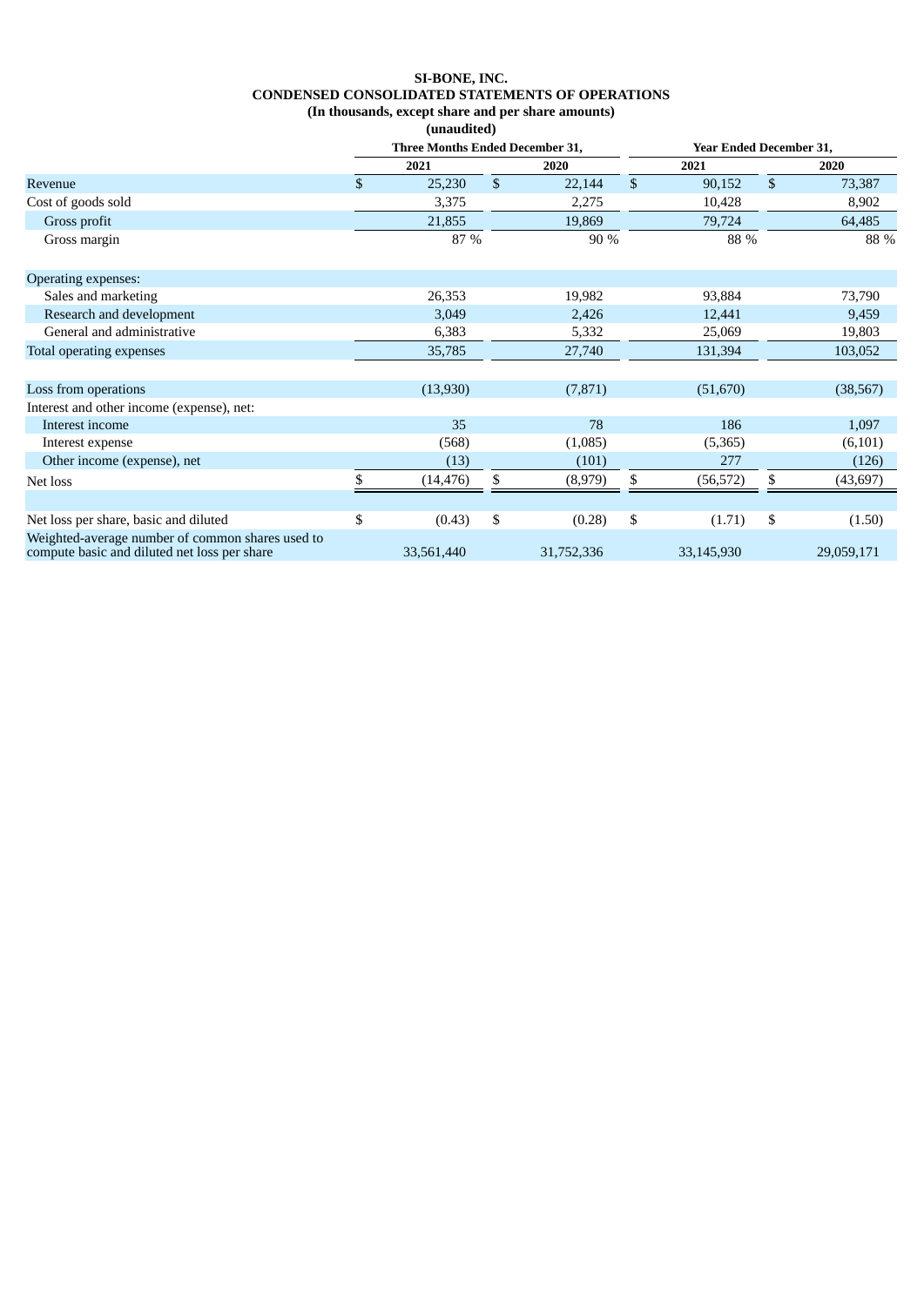**SI-BONE, INC.**
**CONDENSED CONSOLIDATED STATEMENTS OF OPERATIONS**
**(In thousands, except share and per share amounts)**
**(unaudited)**

| | Three Months Ended December 31, | | Year Ended December 31, | |
|---|---|---|---|---|
| | 2021 | 2020 | 2021 | 2020 |
| Revenue | $ 25,230 | $ 22,144 | $ 90,152 | $ 73,387 |
| Cost of goods sold | 3,375 | 2,275 | 10,428 | 8,902 |
| Gross profit | 21,855 | 19,869 | 79,724 | 64,485 |
| Gross margin | 87 % | 90 % | 88 % | 88 % |
| Operating expenses: | | | | |
| Sales and marketing | 26,353 | 19,982 | 93,884 | 73,790 |
| Research and development | 3,049 | 2,426 | 12,441 | 9,459 |
| General and administrative | 6,383 | 5,332 | 25,069 | 19,803 |
| Total operating expenses | 35,785 | 27,740 | 131,394 | 103,052 |
| Loss from operations | (13,930) | (7,871) | (51,670) | (38,567) |
| Interest and other income (expense), net: | | | | |
| Interest income | 35 | 78 | 186 | 1,097 |
| Interest expense | (568) | (1,085) | (5,365) | (6,101) |
| Other income (expense), net | (13) | (101) | 277 | (126) |
| Net loss | $ (14,476) | $ (8,979) | $ (56,572) | $ (43,697) |
| Net loss per share, basic and diluted | $ (0.43) | $ (0.28) | $ (1.71) | $ (1.50) |
| Weighted-average number of common shares used to compute basic and diluted net loss per share | 33,561,440 | 31,752,336 | 33,145,930 | 29,059,171 |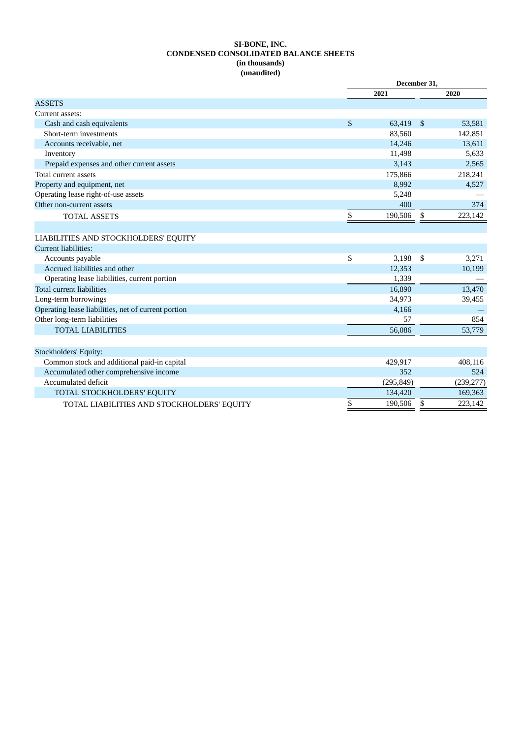**SI-BONE, INC.**
**CONDENSED CONSOLIDATED BALANCE SHEETS**
**(in thousands)**
**(unaudited)**

| | December 31, | |
|---|---|---|
| | 2021 | 2020 |
| ASSETS | | |
| Current assets: | | |
| Cash and cash equivalents | $ 63,419 | $ 53,581 |
| Short-term investments | 83,560 | 142,851 |
| Accounts receivable, net | 14,246 | 13,611 |
| Inventory | 11,498 | 5,633 |
| Prepaid expenses and other current assets | 3,143 | 2,565 |
| Total current assets | 175,866 | 218,241 |
| Property and equipment, net | 8,992 | 4,527 |
| Operating lease right-of-use assets | 5,248 | — |
| Other non-current assets | 400 | 374 |
| TOTAL ASSETS | $ 190,506 | $ 223,142 |
| | | |
| LIABILITIES AND STOCKHOLDERS' EQUITY | | |
| Current liabilities: | | |
| Accounts payable | $ 3,198 | $ 3,271 |
| Accrued liabilities and other | 12,353 | 10,199 |
| Operating lease liabilities, current portion | 1,339 | — |
| Total current liabilities | 16,890 | 13,470 |
| Long-term borrowings | 34,973 | 39,455 |
| Operating lease liabilities, net of current portion | 4,166 | — |
| Other long-term liabilities | 57 | 854 |
| TOTAL LIABILITIES | 56,086 | 53,779 |
| | | |
| Stockholders' Equity: | | |
| Common stock and additional paid-in capital | 429,917 | 408,116 |
| Accumulated other comprehensive income | 352 | 524 |
| Accumulated deficit | (295,849) | (239,277) |
| TOTAL STOCKHOLDERS' EQUITY | 134,420 | 169,363 |
| TOTAL LIABILITIES AND STOCKHOLDERS' EQUITY | $ 190,506 | $ 223,142 |